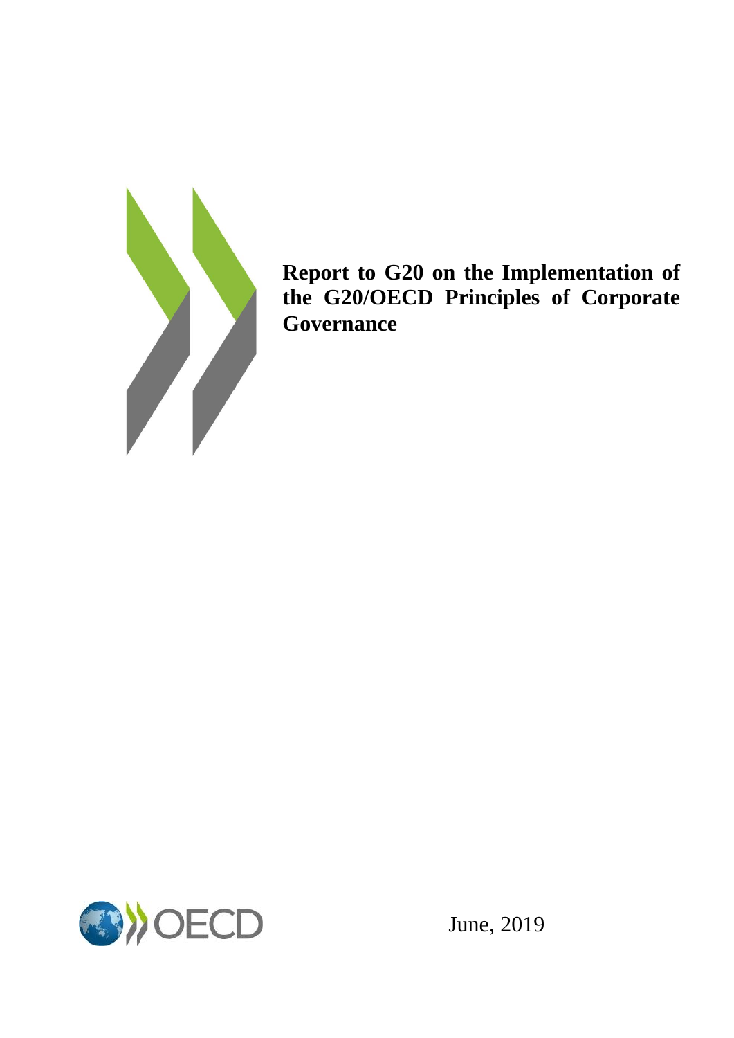# Report to G20 on the Implementation of the G20/OECD Principles of Corporate Governance

June, 2019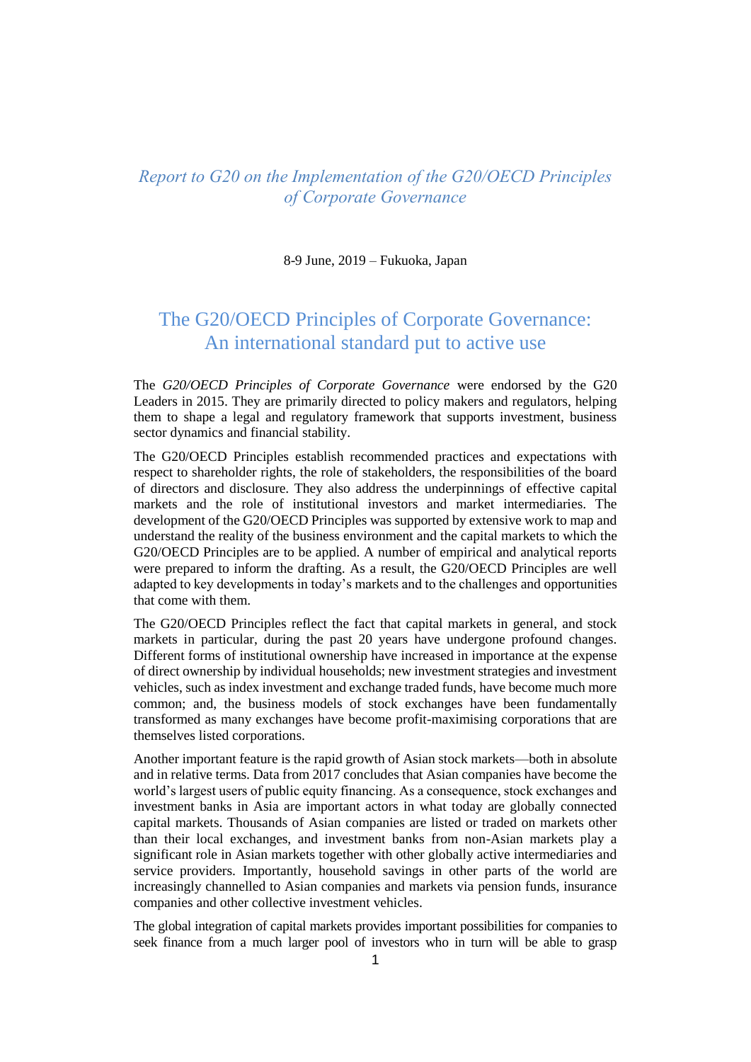*Report to G20 on the Implementation of the G20/OECD Principles of Corporate Governance*

8-9 June, 2019 – Fukuoka, Japan

# The G20/OECD Principles of Corporate Governance: An international standard put to active use

The *G20/OECD Principles of Corporate Governance* were endorsed by the G20 Leaders in 2015. They are primarily directed to policy makers and regulators, helping them to shape a legal and regulatory framework that supports investment, business sector dynamics and financial stability.

The G20/OECD Principles establish recommended practices and expectations with respect to shareholder rights, the role of stakeholders, the responsibilities of the board of directors and disclosure. They also address the underpinnings of effective capital markets and the role of institutional investors and market intermediaries. The development of the G20/OECD Principles was supported by extensive work to map and understand the reality of the business environment and the capital markets to which the G20/OECD Principles are to be applied. A number of empirical and analytical reports were prepared to inform the drafting. As a result, the G20/OECD Principles are well adapted to key developments in today's markets and to the challenges and opportunities that come with them.

The G20/OECD Principles reflect the fact that capital markets in general, and stock markets in particular, during the past 20 years have undergone profound changes. Different forms of institutional ownership have increased in importance at the expense of direct ownership by individual households; new investment strategies and investment vehicles, such as index investment and exchange traded funds, have become much more common; and, the business models of stock exchanges have been fundamentally transformed as many exchanges have become profit-maximising corporations that are themselves listed corporations.

Another important feature is the rapid growth of Asian stock markets—both in absolute and in relative terms. Data from 2017 concludes that Asian companies have become the world's largest users of public equity financing. As a consequence, stock exchanges and investment banks in Asia are important actors in what today are globally connected capital markets. Thousands of Asian companies are listed or traded on markets other than their local exchanges, and investment banks from non-Asian markets play a significant role in Asian markets together with other globally active intermediaries and service providers. Importantly, household savings in other parts of the world are increasingly channelled to Asian companies and markets via pension funds, insurance companies and other collective investment vehicles.

The global integration of capital markets provides important possibilities for companies to seek finance from a much larger pool of investors who in turn will be able to grasp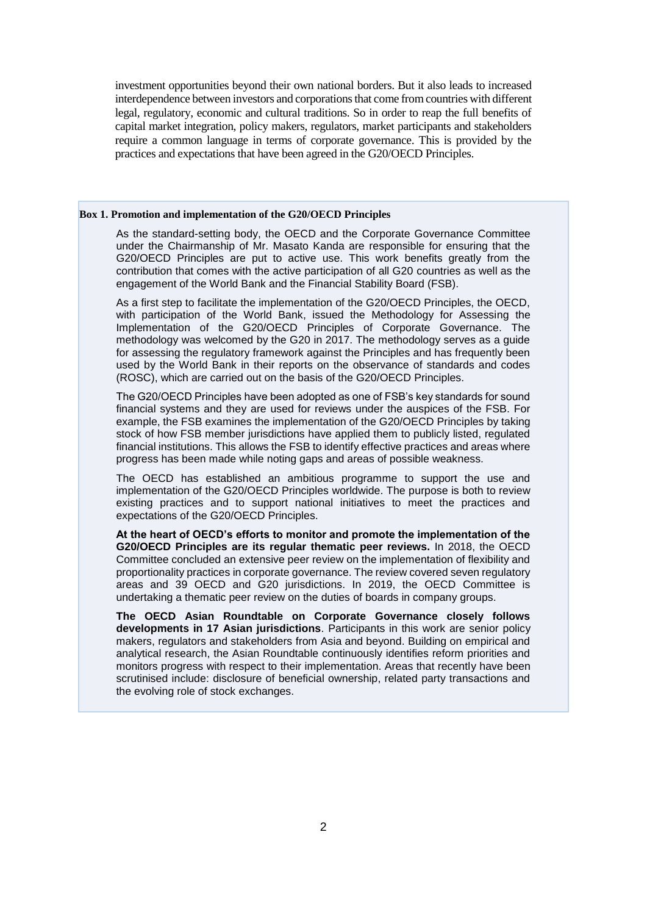investment opportunities beyond their own national borders. But it also leads to increased interdependence between investors and corporations that come from countries with different legal, regulatory, economic and cultural traditions. So in order to reap the full benefits of capital market integration, policy makers, regulators, market participants and stakeholders require a common language in terms of corporate governance. This is provided by the practices and expectations that have been agreed in the G20/OECD Principles.

**Box 1. Promotion and implementation of the G20/OECD Principles**

As the standard-setting body, the OECD and the Corporate Governance Committee under the Chairmanship of Mr. Masato Kanda are responsible for ensuring that the G20/OECD Principles are put to active use. This work benefits greatly from the contribution that comes with the active participation of all G20 countries as well as the engagement of the World Bank and the Financial Stability Board (FSB).

As a first step to facilitate the implementation of the G20/OECD Principles, the OECD, with participation of the World Bank, issued the Methodology for Assessing the Implementation of the G20/OECD Principles of Corporate Governance. The methodology was welcomed by the G20 in 2017. The methodology serves as a guide for assessing the regulatory framework against the Principles and has frequently been used by the World Bank in their reports on the observance of standards and codes (ROSC), which are carried out on the basis of the G20/OECD Principles.

The G20/OECD Principles have been adopted as one of FSB's key standards for sound financial systems and they are used for reviews under the auspices of the FSB. For example, the FSB examines the implementation of the G20/OECD Principles by taking stock of how FSB member jurisdictions have applied them to publicly listed, regulated financial institutions. This allows the FSB to identify effective practices and areas where progress has been made while noting gaps and areas of possible weakness.

The OECD has established an ambitious programme to support the use and implementation of the G20/OECD Principles worldwide. The purpose is both to review existing practices and to support national initiatives to meet the practices and expectations of the G20/OECD Principles.

**At the heart of OECD's efforts to monitor and promote the implementation of the G20/OECD Principles are its regular thematic peer reviews.** In 2018, the OECD Committee concluded an extensive peer review on the implementation of flexibility and proportionality practices in corporate governance. The review covered seven regulatory areas and 39 OECD and G20 jurisdictions. In 2019, the OECD Committee is undertaking a thematic peer review on the duties of boards in company groups.

**The OECD Asian Roundtable on Corporate Governance closely follows developments in 17 Asian jurisdictions**. Participants in this work are senior policy makers, regulators and stakeholders from Asia and beyond. Building on empirical and analytical research, the Asian Roundtable continuously identifies reform priorities and monitors progress with respect to their implementation. Areas that recently have been scrutinised include: disclosure of beneficial ownership, related party transactions and the evolving role of stock exchanges.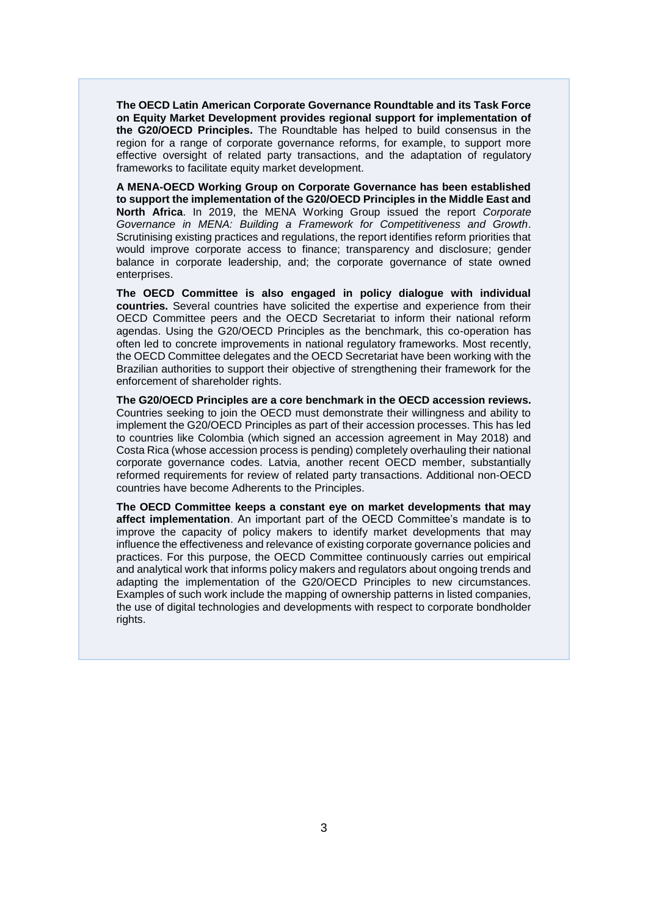**The OECD Latin American Corporate Governance Roundtable and its Task Force on Equity Market Development provides regional support for implementation of the G20/OECD Principles.** The Roundtable has helped to build consensus in the region for a range of corporate governance reforms, for example, to support more effective oversight of related party transactions, and the adaptation of regulatory frameworks to facilitate equity market development.

**A MENA-OECD Working Group on Corporate Governance has been established to support the implementation of the G20/OECD Principles in the Middle East and North Africa**. In 2019, the MENA Working Group issued the report *Corporate Governance in MENA: Building a Framework for Competitiveness and Growth*. Scrutinising existing practices and regulations, the report identifies reform priorities that would improve corporate access to finance; transparency and disclosure; gender balance in corporate leadership, and; the corporate governance of state owned enterprises.

**The OECD Committee is also engaged in policy dialogue with individual countries.** Several countries have solicited the expertise and experience from their OECD Committee peers and the OECD Secretariat to inform their national reform agendas. Using the G20/OECD Principles as the benchmark, this co-operation has often led to concrete improvements in national regulatory frameworks. Most recently, the OECD Committee delegates and the OECD Secretariat have been working with the Brazilian authorities to support their objective of strengthening their framework for the enforcement of shareholder rights.

**The G20/OECD Principles are a core benchmark in the OECD accession reviews.** Countries seeking to join the OECD must demonstrate their willingness and ability to implement the G20/OECD Principles as part of their accession processes. This has led to countries like Colombia (which signed an accession agreement in May 2018) and Costa Rica (whose accession process is pending) completely overhauling their national corporate governance codes. Latvia, another recent OECD member, substantially reformed requirements for review of related party transactions. Additional non-OECD countries have become Adherents to the Principles.

**The OECD Committee keeps a constant eye on market developments that may affect implementation**. An important part of the OECD Committee's mandate is to improve the capacity of policy makers to identify market developments that may influence the effectiveness and relevance of existing corporate governance policies and practices. For this purpose, the OECD Committee continuously carries out empirical and analytical work that informs policy makers and regulators about ongoing trends and adapting the implementation of the G20/OECD Principles to new circumstances. Examples of such work include the mapping of ownership patterns in listed companies, the use of digital technologies and developments with respect to corporate bondholder rights.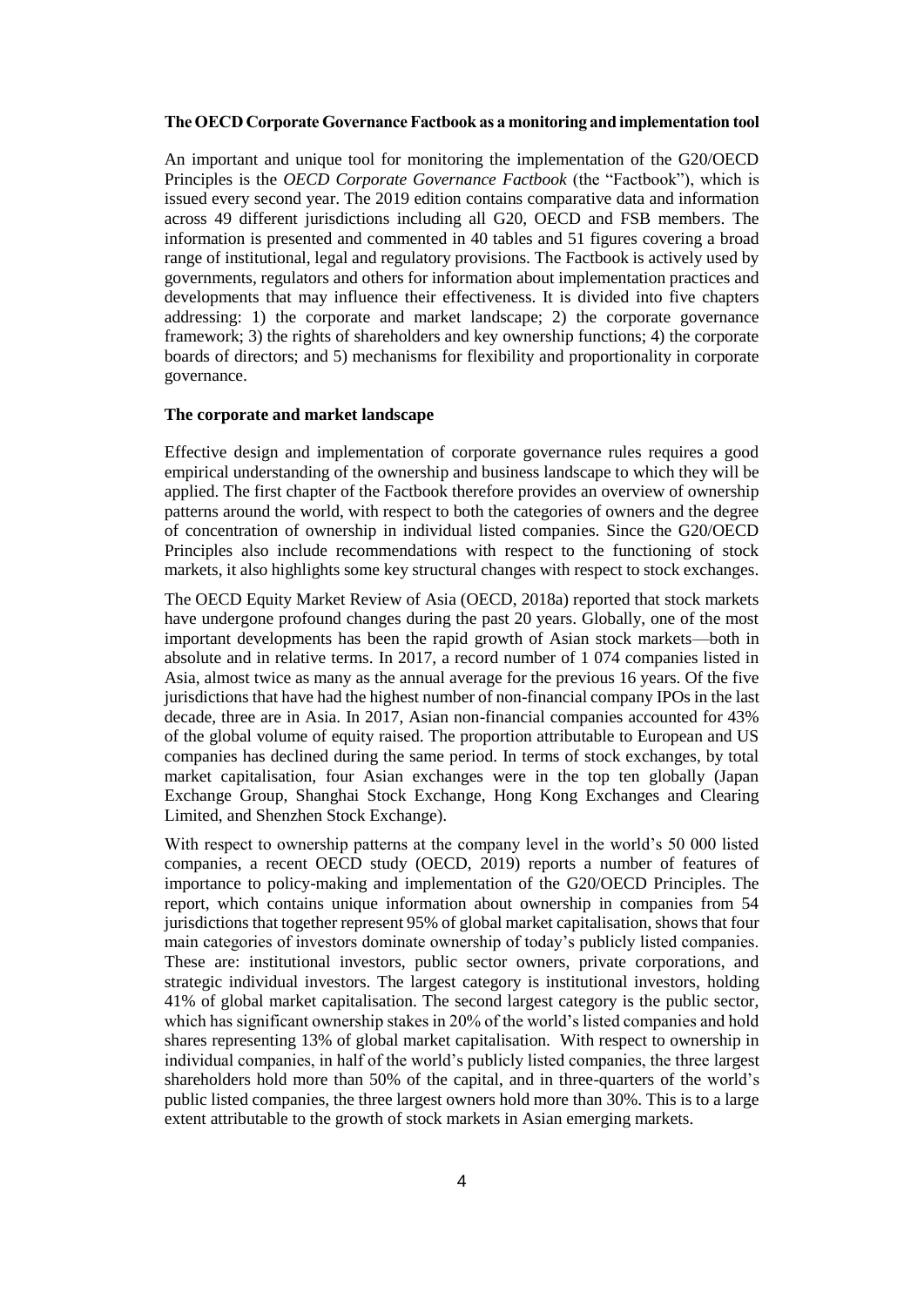**The OECD Corporate Governance Factbook as a monitoring and implementation tool**

An important and unique tool for monitoring the implementation of the G20/OECD Principles is the *OECD Corporate Governance Factbook* (the "Factbook"), which is issued every second year. The 2019 edition contains comparative data and information across 49 different jurisdictions including all G20, OECD and FSB members. The information is presented and commented in 40 tables and 51 figures covering a broad range of institutional, legal and regulatory provisions. The Factbook is actively used by governments, regulators and others for information about implementation practices and developments that may influence their effectiveness. It is divided into five chapters addressing: 1) the corporate and market landscape; 2) the corporate governance framework; 3) the rights of shareholders and key ownership functions; 4) the corporate boards of directors; and 5) mechanisms for flexibility and proportionality in corporate governance.

**The corporate and market landscape**

Effective design and implementation of corporate governance rules requires a good empirical understanding of the ownership and business landscape to which they will be applied. The first chapter of the Factbook therefore provides an overview of ownership patterns around the world, with respect to both the categories of owners and the degree of concentration of ownership in individual listed companies. Since the G20/OECD Principles also include recommendations with respect to the functioning of stock markets, it also highlights some key structural changes with respect to stock exchanges.

The OECD Equity Market Review of Asia (OECD, 2018a) reported that stock markets have undergone profound changes during the past 20 years. Globally, one of the most important developments has been the rapid growth of Asian stock markets—both in absolute and in relative terms. In 2017, a record number of 1 074 companies listed in Asia, almost twice as many as the annual average for the previous 16 years. Of the five jurisdictions that have had the highest number of non-financial company IPOs in the last decade, three are in Asia. In 2017, Asian non-financial companies accounted for 43% of the global volume of equity raised. The proportion attributable to European and US companies has declined during the same period. In terms of stock exchanges, by total market capitalisation, four Asian exchanges were in the top ten globally (Japan Exchange Group, Shanghai Stock Exchange, Hong Kong Exchanges and Clearing Limited, and Shenzhen Stock Exchange).

With respect to ownership patterns at the company level in the world's 50 000 listed companies, a recent OECD study (OECD, 2019) reports a number of features of importance to policy-making and implementation of the G20/OECD Principles. The report, which contains unique information about ownership in companies from 54 jurisdictions that together represent 95% of global market capitalisation, shows that four main categories of investors dominate ownership of today's publicly listed companies. These are: institutional investors, public sector owners, private corporations, and strategic individual investors. The largest category is institutional investors, holding 41% of global market capitalisation. The second largest category is the public sector, which has significant ownership stakes in 20% of the world's listed companies and hold shares representing 13% of global market capitalisation. With respect to ownership in individual companies, in half of the world's publicly listed companies, the three largest shareholders hold more than 50% of the capital, and in three-quarters of the world's public listed companies, the three largest owners hold more than 30%. This is to a large extent attributable to the growth of stock markets in Asian emerging markets.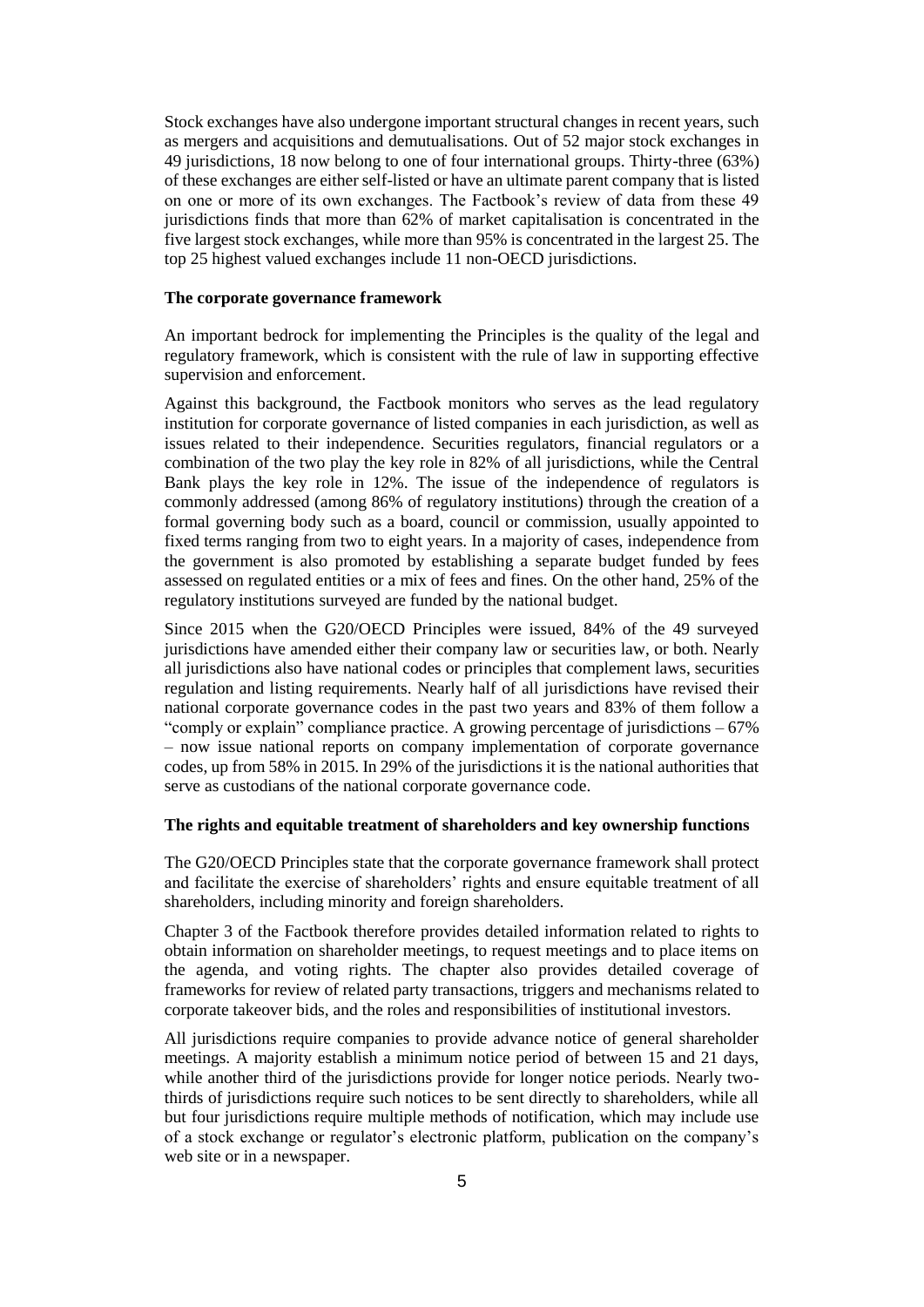Stock exchanges have also undergone important structural changes in recent years, such as mergers and acquisitions and demutualisations. Out of 52 major stock exchanges in 49 jurisdictions, 18 now belong to one of four international groups. Thirty-three (63%) of these exchanges are either self-listed or have an ultimate parent company that is listed on one or more of its own exchanges. The Factbook's review of data from these 49 jurisdictions finds that more than 62% of market capitalisation is concentrated in the five largest stock exchanges, while more than 95% is concentrated in the largest 25. The top 25 highest valued exchanges include 11 non-OECD jurisdictions.

**The corporate governance framework**

An important bedrock for implementing the Principles is the quality of the legal and regulatory framework, which is consistent with the rule of law in supporting effective supervision and enforcement.

Against this background, the Factbook monitors who serves as the lead regulatory institution for corporate governance of listed companies in each jurisdiction, as well as issues related to their independence. Securities regulators, financial regulators or a combination of the two play the key role in 82% of all jurisdictions, while the Central Bank plays the key role in 12%. The issue of the independence of regulators is commonly addressed (among 86% of regulatory institutions) through the creation of a formal governing body such as a board, council or commission, usually appointed to fixed terms ranging from two to eight years. In a majority of cases, independence from the government is also promoted by establishing a separate budget funded by fees assessed on regulated entities or a mix of fees and fines. On the other hand, 25% of the regulatory institutions surveyed are funded by the national budget.

Since 2015 when the G20/OECD Principles were issued, 84% of the 49 surveyed jurisdictions have amended either their company law or securities law, or both. Nearly all jurisdictions also have national codes or principles that complement laws, securities regulation and listing requirements. Nearly half of all jurisdictions have revised their national corporate governance codes in the past two years and 83% of them follow a "comply or explain" compliance practice. A growing percentage of jurisdictions – 67% – now issue national reports on company implementation of corporate governance codes, up from 58% in 2015. In 29% of the jurisdictions it is the national authorities that serve as custodians of the national corporate governance code.

**The rights and equitable treatment of shareholders and key ownership functions**

The G20/OECD Principles state that the corporate governance framework shall protect and facilitate the exercise of shareholders' rights and ensure equitable treatment of all shareholders, including minority and foreign shareholders.

Chapter 3 of the Factbook therefore provides detailed information related to rights to obtain information on shareholder meetings, to request meetings and to place items on the agenda, and voting rights. The chapter also provides detailed coverage of frameworks for review of related party transactions, triggers and mechanisms related to corporate takeover bids, and the roles and responsibilities of institutional investors.

All jurisdictions require companies to provide advance notice of general shareholder meetings. A majority establish a minimum notice period of between 15 and 21 days, while another third of the jurisdictions provide for longer notice periods. Nearly two-thirds of jurisdictions require such notices to be sent directly to shareholders, while all but four jurisdictions require multiple methods of notification, which may include use of a stock exchange or regulator's electronic platform, publication on the company's web site or in a newspaper.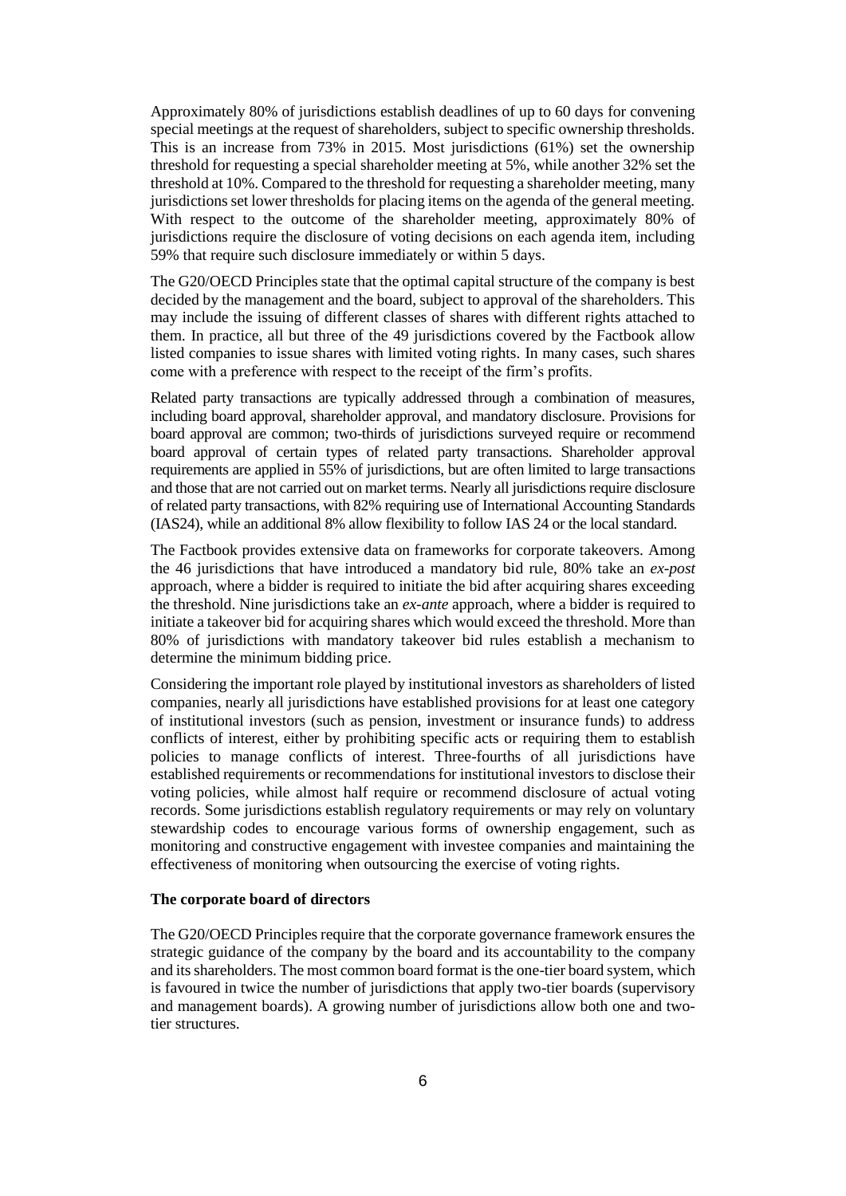Approximately 80% of jurisdictions establish deadlines of up to 60 days for convening special meetings at the request of shareholders, subject to specific ownership thresholds. This is an increase from 73% in 2015. Most jurisdictions (61%) set the ownership threshold for requesting a special shareholder meeting at 5%, while another 32% set the threshold at 10%. Compared to the threshold for requesting a shareholder meeting, many jurisdictions set lower thresholds for placing items on the agenda of the general meeting. With respect to the outcome of the shareholder meeting, approximately 80% of jurisdictions require the disclosure of voting decisions on each agenda item, including 59% that require such disclosure immediately or within 5 days.

The G20/OECD Principles state that the optimal capital structure of the company is best decided by the management and the board, subject to approval of the shareholders. This may include the issuing of different classes of shares with different rights attached to them. In practice, all but three of the 49 jurisdictions covered by the Factbook allow listed companies to issue shares with limited voting rights. In many cases, such shares come with a preference with respect to the receipt of the firm's profits.

Related party transactions are typically addressed through a combination of measures, including board approval, shareholder approval, and mandatory disclosure. Provisions for board approval are common; two-thirds of jurisdictions surveyed require or recommend board approval of certain types of related party transactions. Shareholder approval requirements are applied in 55% of jurisdictions, but are often limited to large transactions and those that are not carried out on market terms. Nearly all jurisdictions require disclosure of related party transactions, with 82% requiring use of International Accounting Standards (IAS24), while an additional 8% allow flexibility to follow IAS 24 or the local standard.

The Factbook provides extensive data on frameworks for corporate takeovers. Among the 46 jurisdictions that have introduced a mandatory bid rule, 80% take an *ex-post* approach, where a bidder is required to initiate the bid after acquiring shares exceeding the threshold. Nine jurisdictions take an *ex-ante* approach, where a bidder is required to initiate a takeover bid for acquiring shares which would exceed the threshold. More than 80% of jurisdictions with mandatory takeover bid rules establish a mechanism to determine the minimum bidding price.

Considering the important role played by institutional investors as shareholders of listed companies, nearly all jurisdictions have established provisions for at least one category of institutional investors (such as pension, investment or insurance funds) to address conflicts of interest, either by prohibiting specific acts or requiring them to establish policies to manage conflicts of interest. Three-fourths of all jurisdictions have established requirements or recommendations for institutional investors to disclose their voting policies, while almost half require or recommend disclosure of actual voting records. Some jurisdictions establish regulatory requirements or may rely on voluntary stewardship codes to encourage various forms of ownership engagement, such as monitoring and constructive engagement with investee companies and maintaining the effectiveness of monitoring when outsourcing the exercise of voting rights.

**The corporate board of directors**

The G20/OECD Principles require that the corporate governance framework ensures the strategic guidance of the company by the board and its accountability to the company and its shareholders. The most common board format is the one-tier board system, which is favoured in twice the number of jurisdictions that apply two-tier boards (supervisory and management boards). A growing number of jurisdictions allow both one and two-tier structures.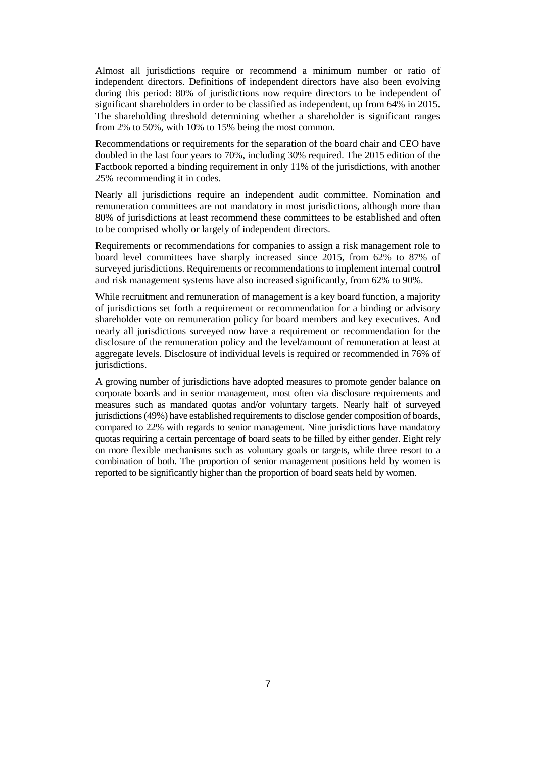Almost all jurisdictions require or recommend a minimum number or ratio of independent directors. Definitions of independent directors have also been evolving during this period: 80% of jurisdictions now require directors to be independent of significant shareholders in order to be classified as independent, up from 64% in 2015. The shareholding threshold determining whether a shareholder is significant ranges from 2% to 50%, with 10% to 15% being the most common.

Recommendations or requirements for the separation of the board chair and CEO have doubled in the last four years to 70%, including 30% required. The 2015 edition of the Factbook reported a binding requirement in only 11% of the jurisdictions, with another 25% recommending it in codes.

Nearly all jurisdictions require an independent audit committee. Nomination and remuneration committees are not mandatory in most jurisdictions, although more than 80% of jurisdictions at least recommend these committees to be established and often to be comprised wholly or largely of independent directors.

Requirements or recommendations for companies to assign a risk management role to board level committees have sharply increased since 2015, from 62% to 87% of surveyed jurisdictions. Requirements or recommendations to implement internal control and risk management systems have also increased significantly, from 62% to 90%.

While recruitment and remuneration of management is a key board function, a majority of jurisdictions set forth a requirement or recommendation for a binding or advisory shareholder vote on remuneration policy for board members and key executives. And nearly all jurisdictions surveyed now have a requirement or recommendation for the disclosure of the remuneration policy and the level/amount of remuneration at least at aggregate levels. Disclosure of individual levels is required or recommended in 76% of jurisdictions.

A growing number of jurisdictions have adopted measures to promote gender balance on corporate boards and in senior management, most often via disclosure requirements and measures such as mandated quotas and/or voluntary targets. Nearly half of surveyed jurisdictions (49%) have established requirements to disclose gender composition of boards, compared to 22% with regards to senior management. Nine jurisdictions have mandatory quotas requiring a certain percentage of board seats to be filled by either gender. Eight rely on more flexible mechanisms such as voluntary goals or targets, while three resort to a combination of both. The proportion of senior management positions held by women is reported to be significantly higher than the proportion of board seats held by women.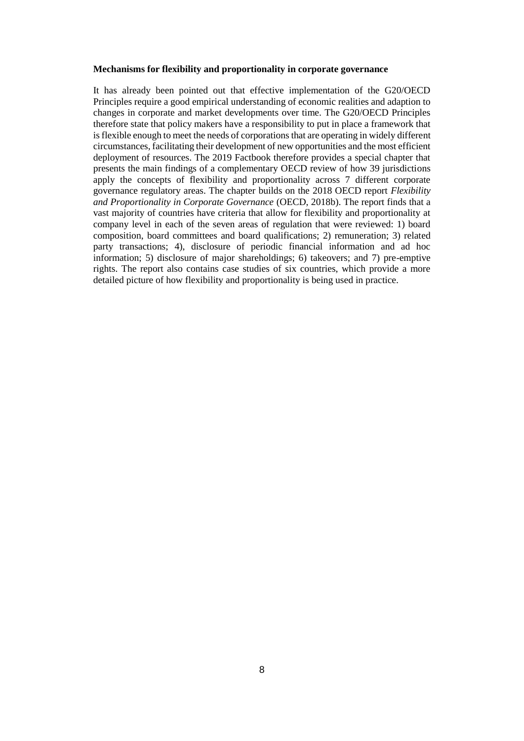**Mechanisms for flexibility and proportionality in corporate governance**

It has already been pointed out that effective implementation of the G20/OECD Principles require a good empirical understanding of economic realities and adaption to changes in corporate and market developments over time. The G20/OECD Principles therefore state that policy makers have a responsibility to put in place a framework that is flexible enough to meet the needs of corporations that are operating in widely different circumstances, facilitating their development of new opportunities and the most efficient deployment of resources. The 2019 Factbook therefore provides a special chapter that presents the main findings of a complementary OECD review of how 39 jurisdictions apply the concepts of flexibility and proportionality across 7 different corporate governance regulatory areas. The chapter builds on the 2018 OECD report *Flexibility and Proportionality in Corporate Governance* (OECD, 2018b). The report finds that a vast majority of countries have criteria that allow for flexibility and proportionality at company level in each of the seven areas of regulation that were reviewed: 1) board composition, board committees and board qualifications; 2) remuneration; 3) related party transactions; 4), disclosure of periodic financial information and ad hoc information; 5) disclosure of major shareholdings; 6) takeovers; and 7) pre-emptive rights. The report also contains case studies of six countries, which provide a more detailed picture of how flexibility and proportionality is being used in practice.